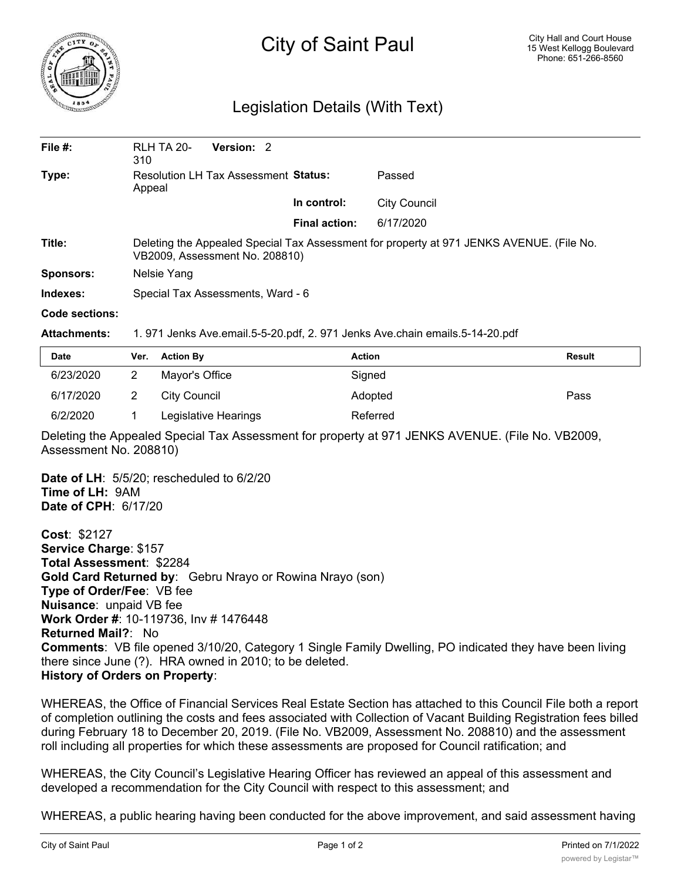# City of Saint Paul

City Hall and Court House
15 West Kellogg Boulevard
Phone: 651-266-8560

## Legislation Details (With Text)

| | | | |
|---|---|---|---|
| **File #:** | RLH TA 20-310 **Version:** 2 | | |
| **Type:** | Resolution LH Tax Assessment Appeal | **Status:** | Passed |
| | | **In control:** | City Council |
| | | **Final action:** | 6/17/2020 |
| **Title:** | Deleting the Appealed Special Tax Assessment for property at 971 JENKS AVENUE. (File No. VB2009, Assessment No. 208810) | | |
| **Sponsors:** | Nelsie Yang | | |
| **Indexes:** | Special Tax Assessments, Ward - 6 | | |
| **Code sections:** | | | |
| **Attachments:** | 1. 971 Jenks Ave.email.5-5-20.pdf, 2. 971 Jenks Ave.chain emails.5-14-20.pdf | | |

| Date | Ver. | Action By | Action | Result |
|---|---|---|---|---|
| 6/23/2020 | 2 | Mayor's Office | Signed | |
| 6/17/2020 | 2 | City Council | Adopted | Pass |
| 6/2/2020 | 1 | Legislative Hearings | Referred | |

Deleting the Appealed Special Tax Assessment for property at 971 JENKS AVENUE. (File No. VB2009, Assessment No. 208810)

**Date of LH**: 5/5/20; rescheduled to 6/2/20
**Time of LH:** 9AM
**Date of CPH**: 6/17/20

**Cost**: $2127
**Service Charge**: $157
**Total Assessment**: $2284
**Gold Card Returned by**: Gebru Nrayo or Rowina Nrayo (son)
**Type of Order/Fee**: VB fee
**Nuisance**: unpaid VB fee
**Work Order #**: 10-119736, Inv # 1476448
**Returned Mail?**: No
**Comments**: VB file opened 3/10/20, Category 1 Single Family Dwelling, PO indicated they have been living there since June (?). HRA owned in 2010; to be deleted.
**History of Orders on Property**:

WHEREAS, the Office of Financial Services Real Estate Section has attached to this Council File both a report of completion outlining the costs and fees associated with Collection of Vacant Building Registration fees billed during February 18 to December 20, 2019. (File No. VB2009, Assessment No. 208810) and the assessment roll including all properties for which these assessments are proposed for Council ratification; and

WHEREAS, the City Council's Legislative Hearing Officer has reviewed an appeal of this assessment and developed a recommendation for the City Council with respect to this assessment; and

WHEREAS, a public hearing having been conducted for the above improvement, and said assessment having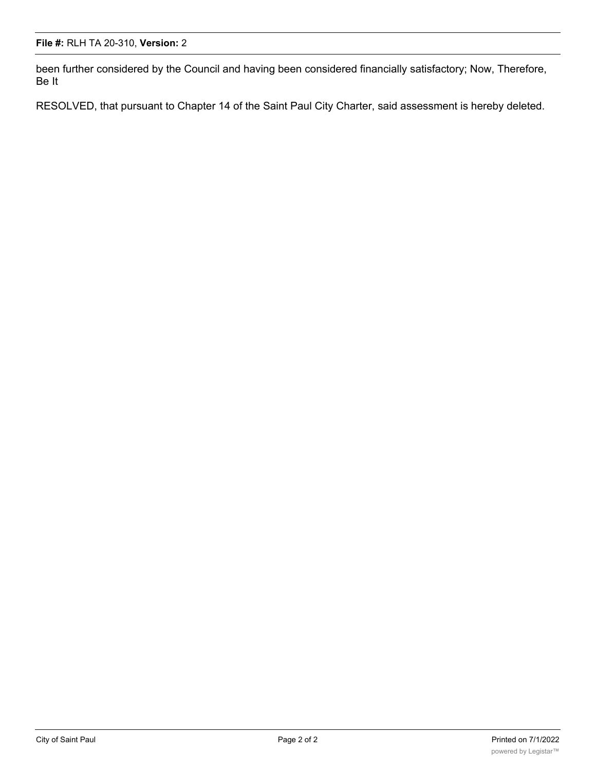been further considered by the Council and having been considered financially satisfactory; Now, Therefore, Be It

RESOLVED, that pursuant to Chapter 14 of the Saint Paul City Charter, said assessment is hereby deleted.